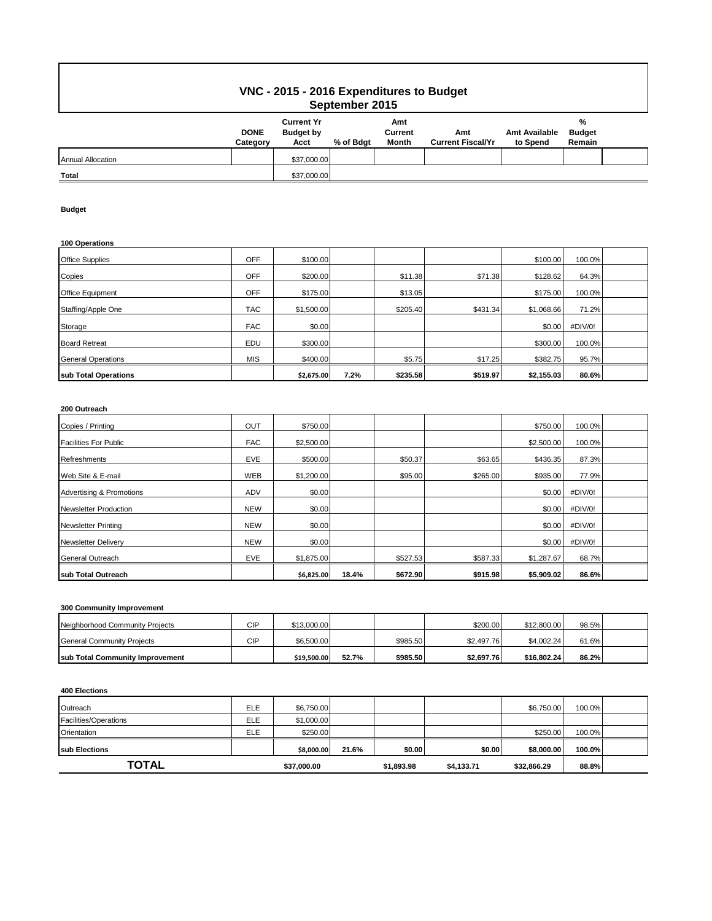# VNC - 2015 - 2016 Expenditures to Budget

## September 2015

| | DONE Category | Current Yr Budget by Acct | % of Bdgt | Amt Current Month | Amt Current Fiscal/Yr | Amt Available to Spend | % Budget Remain |
|---|---|---|---|---|---|---|---|
| Annual Allocation | | $37,000.00 | | | | | |
| **Total** | | $37,000.00 | | | | | |

**Budget**

**100 Operations**

| | | | | | | | |
|---|---|---|---|---|---|---|---|
| Office Supplies | OFF | $100.00 | | | | $100.00 | 100.0% |
| Copies | OFF | $200.00 | | $11.38 | $71.38 | $128.62 | 64.3% |
| Office Equipment | OFF | $175.00 | | $13.05 | | $175.00 | 100.0% |
| Staffing/Apple One | TAC | $1,500.00 | | $205.40 | $431.34 | $1,068.66 | 71.2% |
| Storage | FAC | $0.00 | | | | $0.00 | #DIV/0! |
| Board Retreat | EDU | $300.00 | | | | $300.00 | 100.0% |
| General Operations | MIS | $400.00 | | $5.75 | $17.25 | $382.75 | 95.7% |
| **sub Total Operations** | | **$2,675.00** | **7.2%** | **$235.58** | **$519.97** | **$2,155.03** | **80.6%** |

**200 Outreach**

| | | | | | | | |
|---|---|---|---|---|---|---|---|
| Copies / Printing | OUT | $750.00 | | | | $750.00 | 100.0% |
| Facilities For Public | FAC | $2,500.00 | | | | $2,500.00 | 100.0% |
| Refreshments | EVE | $500.00 | | $50.37 | $63.65 | $436.35 | 87.3% |
| Web Site & E-mail | WEB | $1,200.00 | | $95.00 | $265.00 | $935.00 | 77.9% |
| Advertising & Promotions | ADV | $0.00 | | | | $0.00 | #DIV/0! |
| Newsletter Production | NEW | $0.00 | | | | $0.00 | #DIV/0! |
| Newsletter Printing | NEW | $0.00 | | | | $0.00 | #DIV/0! |
| Newsletter Delivery | NEW | $0.00 | | | | $0.00 | #DIV/0! |
| General Outreach | EVE | $1,875.00 | | $527.53 | $587.33 | $1,287.67 | 68.7% |
| **sub Total Outreach** | | **$6,825.00** | **18.4%** | **$672.90** | **$915.98** | **$5,909.02** | **86.6%** |

**300 Community Improvement**

| | | | | | | | |
|---|---|---|---|---|---|---|---|
| Neighborhood Community Projects | CIP | $13,000.00 | | | $200.00 | $12,800.00 | 98.5% |
| General Community Projects | CIP | $6,500.00 | | $985.50 | $2,497.76 | $4,002.24 | 61.6% |
| **sub Total Community Improvement** | | **$19,500.00** | **52.7%** | **$985.50** | **$2,697.76** | **$16,802.24** | **86.2%** |

**400 Elections**

| | | | | | | | |
|---|---|---|---|---|---|---|---|
| Outreach | ELE | $6,750.00 | | | | $6,750.00 | 100.0% |
| Facilities/Operations | ELE | $1,000.00 | | | | | |
| Orientation | ELE | $250.00 | | | | $250.00 | 100.0% |
| **sub Elections** | | **$8,000.00** | **21.6%** | **$0.00** | **$0.00** | **$8,000.00** | **100.0%** |
| **TOTAL** | | **$37,000.00** | | **$1,893.98** | **$4,133.71** | **$32,866.29** | **88.8%** |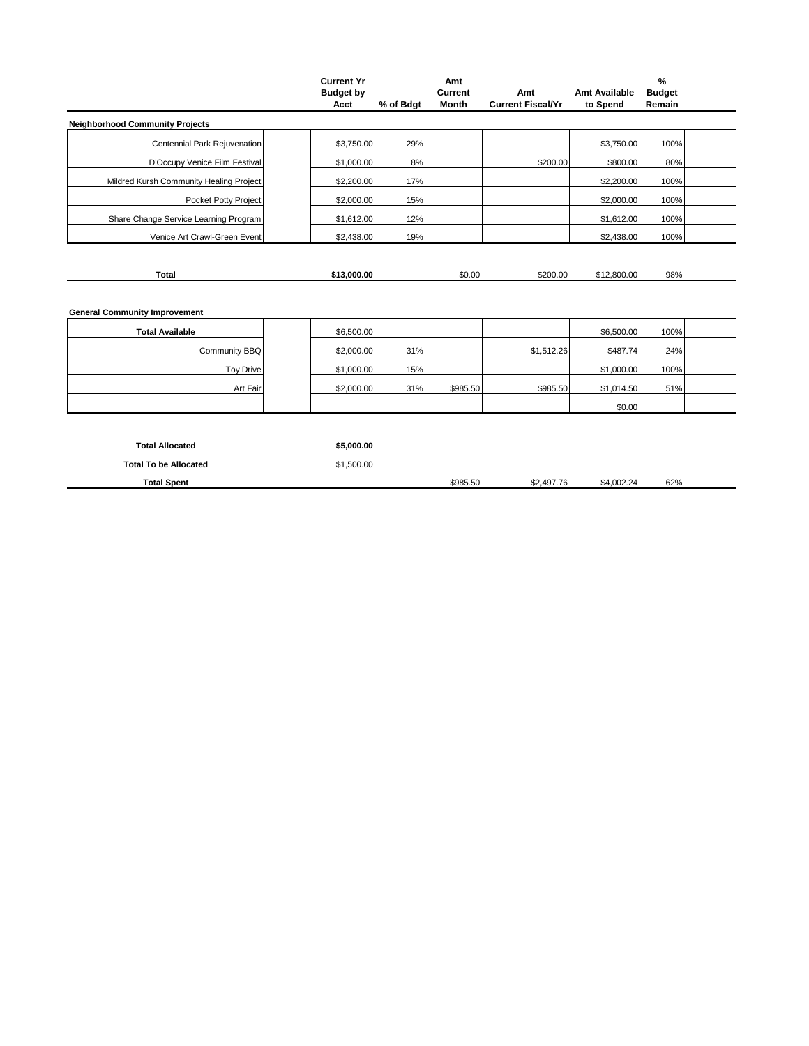| | Current Yr Budget by Acct | % of Bdgt | Amt Current Month | Amt Current Fiscal/Yr | Amt Available to Spend | % Budget Remain |
|---|---|---|---|---|---|---|
| **Neighborhood Community Projects** | | | | | | |
| Centennial Park Rejuvenation | $3,750.00 | 29% | | | $3,750.00 | 100% |
| D'Occupy Venice Film Festival | $1,000.00 | 8% | | $200.00 | $800.00 | 80% |
| Mildred Kursh Community Healing Project | $2,200.00 | 17% | | | $2,200.00 | 100% |
| Pocket Potty Project | $2,000.00 | 15% | | | $2,000.00 | 100% |
| Share Change Service Learning Program | $1,612.00 | 12% | | | $1,612.00 | 100% |
| Venice Art Crawl-Green Event | $2,438.00 | 19% | | | $2,438.00 | 100% |
| **Total** | **$13,000.00** | | $0.00 | $200.00 | $12,800.00 | 98% |
| **General Community Improvement** | | | | | | |
| **Total Available** | $6,500.00 | | | | $6,500.00 | 100% |
| Community BBQ | $2,000.00 | 31% | | $1,512.26 | $487.74 | 24% |
| Toy Drive | $1,000.00 | 15% | | | $1,000.00 | 100% |
| Art Fair | $2,000.00 | 31% | $985.50 | $985.50 | $1,014.50 | 51% |
| | | | | | $0.00 | |
| **Total Allocated** | **$5,000.00** | | | | | |
| **Total To be Allocated** | $1,500.00 | | | | | |
| **Total Spent** | | | $985.50 | $2,497.76 | $4,002.24 | 62% |